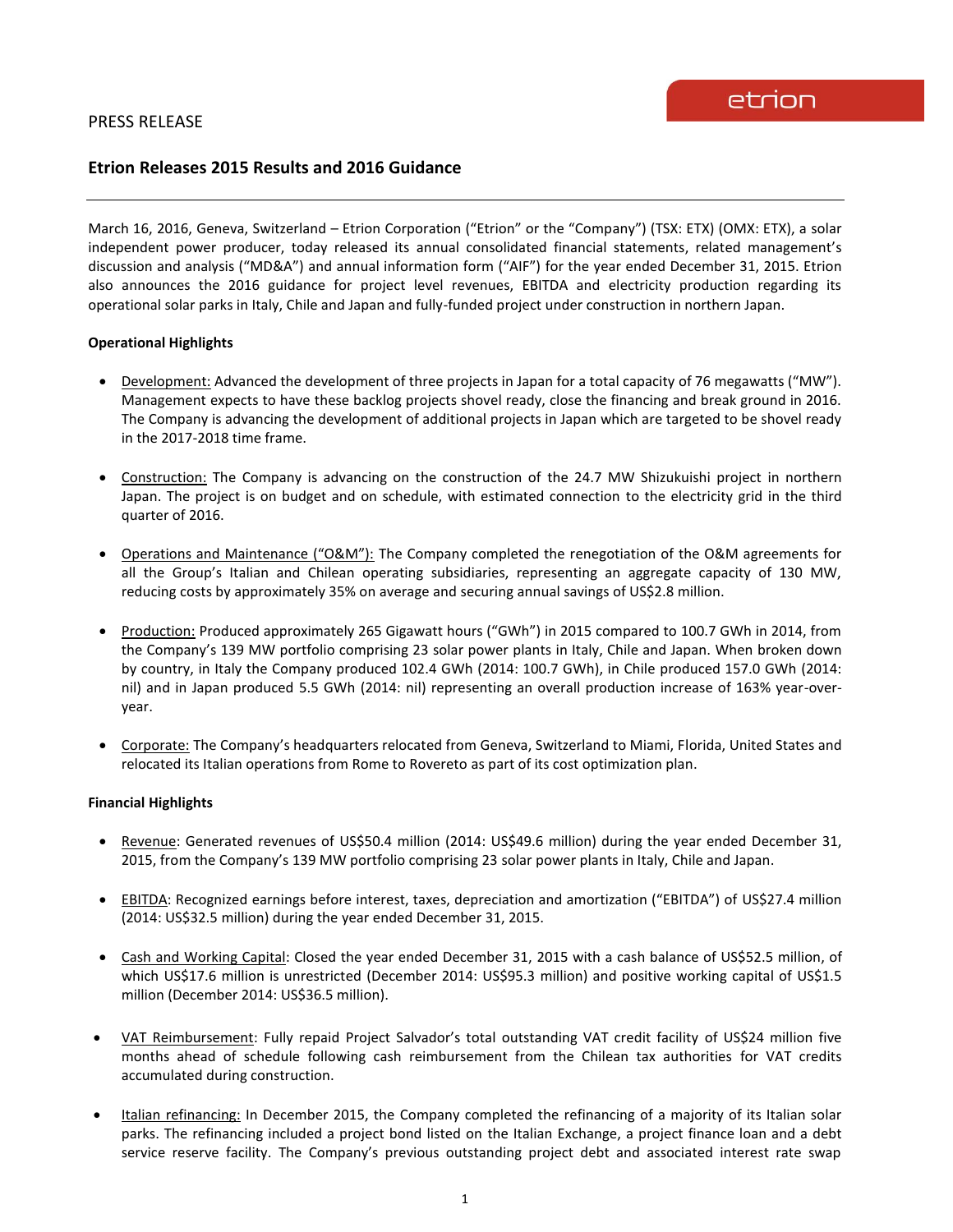PRESS RELEASE

# Etrion Releases 2015 Results and 2016 Guidance

March 16, 2016, Geneva, Switzerland – Etrion Corporation ("Etrion" or the "Company") (TSX: ETX) (OMX: ETX), a solar independent power producer, today released its annual consolidated financial statements, related management's discussion and analysis ("MD&A") and annual information form ("AIF") for the year ended December 31, 2015. Etrion also announces the 2016 guidance for project level revenues, EBITDA and electricity production regarding its operational solar parks in Italy, Chile and Japan and fully-funded project under construction in northern Japan.

**Operational Highlights**

- Development: Advanced the development of three projects in Japan for a total capacity of 76 megawatts ("MW"). Management expects to have these backlog projects shovel ready, close the financing and break ground in 2016. The Company is advancing the development of additional projects in Japan which are targeted to be shovel ready in the 2017-2018 time frame.
- Construction: The Company is advancing on the construction of the 24.7 MW Shizukuishi project in northern Japan. The project is on budget and on schedule, with estimated connection to the electricity grid in the third quarter of 2016.
- Operations and Maintenance ("O&M"): The Company completed the renegotiation of the O&M agreements for all the Group's Italian and Chilean operating subsidiaries, representing an aggregate capacity of 130 MW, reducing costs by approximately 35% on average and securing annual savings of US$2.8 million.
- Production: Produced approximately 265 Gigawatt hours ("GWh") in 2015 compared to 100.7 GWh in 2014, from the Company's 139 MW portfolio comprising 23 solar power plants in Italy, Chile and Japan. When broken down by country, in Italy the Company produced 102.4 GWh (2014: 100.7 GWh), in Chile produced 157.0 GWh (2014: nil) and in Japan produced 5.5 GWh (2014: nil) representing an overall production increase of 163% year-over-year.
- Corporate: The Company's headquarters relocated from Geneva, Switzerland to Miami, Florida, United States and relocated its Italian operations from Rome to Rovereto as part of its cost optimization plan.

**Financial Highlights**

- Revenue: Generated revenues of US$50.4 million (2014: US$49.6 million) during the year ended December 31, 2015, from the Company's 139 MW portfolio comprising 23 solar power plants in Italy, Chile and Japan.
- EBITDA: Recognized earnings before interest, taxes, depreciation and amortization ("EBITDA") of US$27.4 million (2014: US$32.5 million) during the year ended December 31, 2015.
- Cash and Working Capital: Closed the year ended December 31, 2015 with a cash balance of US$52.5 million, of which US$17.6 million is unrestricted (December 2014: US$95.3 million) and positive working capital of US$1.5 million (December 2014: US$36.5 million).
- VAT Reimbursement: Fully repaid Project Salvador's total outstanding VAT credit facility of US$24 million five months ahead of schedule following cash reimbursement from the Chilean tax authorities for VAT credits accumulated during construction.
- Italian refinancing: In December 2015, the Company completed the refinancing of a majority of its Italian solar parks. The refinancing included a project bond listed on the Italian Exchange, a project finance loan and a debt service reserve facility. The Company's previous outstanding project debt and associated interest rate swap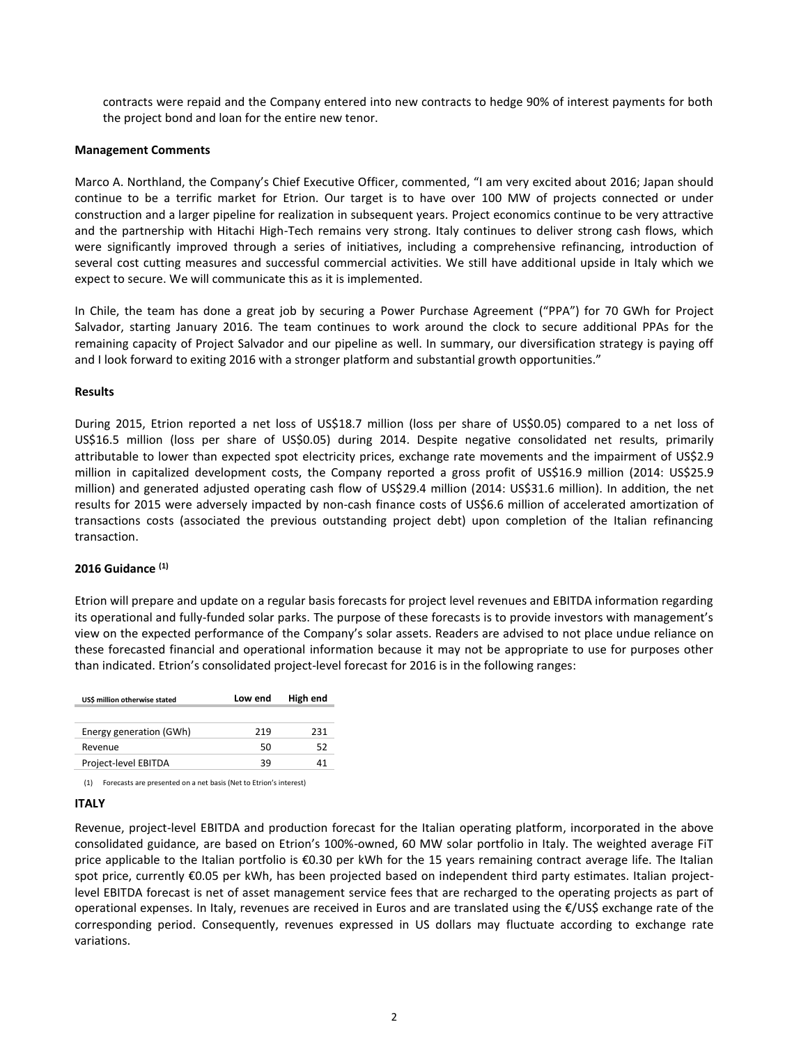contracts were repaid and the Company entered into new contracts to hedge 90% of interest payments for both the project bond and loan for the entire new tenor.

**Management Comments**

Marco A. Northland, the Company's Chief Executive Officer, commented, "I am very excited about 2016; Japan should continue to be a terrific market for Etrion. Our target is to have over 100 MW of projects connected or under construction and a larger pipeline for realization in subsequent years. Project economics continue to be very attractive and the partnership with Hitachi High-Tech remains very strong. Italy continues to deliver strong cash flows, which were significantly improved through a series of initiatives, including a comprehensive refinancing, introduction of several cost cutting measures and successful commercial activities. We still have additional upside in Italy which we expect to secure. We will communicate this as it is implemented.

In Chile, the team has done a great job by securing a Power Purchase Agreement ("PPA") for 70 GWh for Project Salvador, starting January 2016. The team continues to work around the clock to secure additional PPAs for the remaining capacity of Project Salvador and our pipeline as well. In summary, our diversification strategy is paying off and I look forward to exiting 2016 with a stronger platform and substantial growth opportunities."

**Results**

During 2015, Etrion reported a net loss of US$18.7 million (loss per share of US$0.05) compared to a net loss of US$16.5 million (loss per share of US$0.05) during 2014. Despite negative consolidated net results, primarily attributable to lower than expected spot electricity prices, exchange rate movements and the impairment of US$2.9 million in capitalized development costs, the Company reported a gross profit of US$16.9 million (2014: US$25.9 million) and generated adjusted operating cash flow of US$29.4 million (2014: US$31.6 million). In addition, the net results for 2015 were adversely impacted by non-cash finance costs of US$6.6 million of accelerated amortization of transactions costs (associated the previous outstanding project debt) upon completion of the Italian refinancing transaction.

**2016 Guidance [(1)]**

Etrion will prepare and update on a regular basis forecasts for project level revenues and EBITDA information regarding its operational and fully-funded solar parks. The purpose of these forecasts is to provide investors with management's view on the expected performance of the Company's solar assets. Readers are advised to not place undue reliance on these forecasted financial and operational information because it may not be appropriate to use for purposes other than indicated. Etrion's consolidated project-level forecast for 2016 is in the following ranges:

| US$ million otherwise stated | Low end | High end |
|---|---|---|
| Energy generation (GWh) | 219 | 231 |
| Revenue | 50 | 52 |
| Project-level EBITDA | 39 | 41 |

(1) Forecasts are presented on a net basis (Net to Etrion's interest)

**ITALY**

Revenue, project-level EBITDA and production forecast for the Italian operating platform, incorporated in the above consolidated guidance, are based on Etrion's 100%-owned, 60 MW solar portfolio in Italy. The weighted average FiT price applicable to the Italian portfolio is €0.30 per kWh for the 15 years remaining contract average life. The Italian spot price, currently €0.05 per kWh, has been projected based on independent third party estimates. Italian project-level EBITDA forecast is net of asset management service fees that are recharged to the operating projects as part of operational expenses. In Italy, revenues are received in Euros and are translated using the €/US$ exchange rate of the corresponding period. Consequently, revenues expressed in US dollars may fluctuate according to exchange rate variations.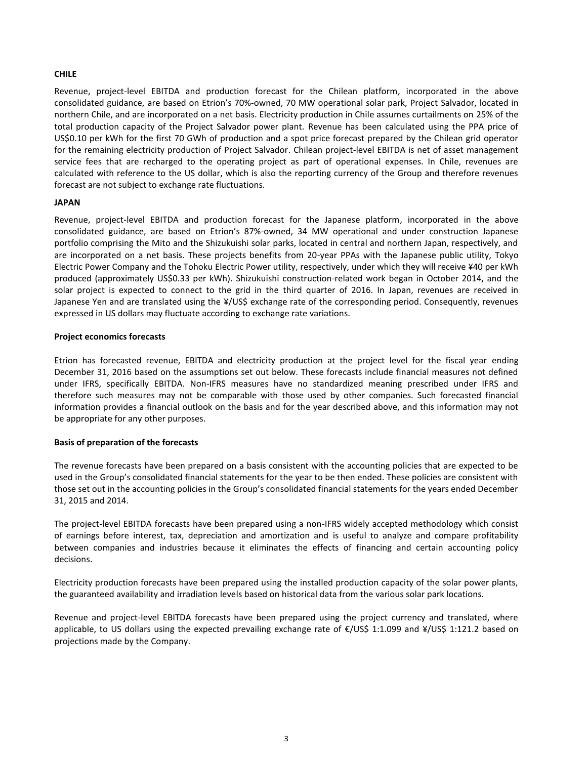**CHILE**

Revenue, project-level EBITDA and production forecast for the Chilean platform, incorporated in the above consolidated guidance, are based on Etrion's 70%-owned, 70 MW operational solar park, Project Salvador, located in northern Chile, and are incorporated on a net basis. Electricity production in Chile assumes curtailments on 25% of the total production capacity of the Project Salvador power plant. Revenue has been calculated using the PPA price of US$0.10 per kWh for the first 70 GWh of production and a spot price forecast prepared by the Chilean grid operator for the remaining electricity production of Project Salvador. Chilean project-level EBITDA is net of asset management service fees that are recharged to the operating project as part of operational expenses. In Chile, revenues are calculated with reference to the US dollar, which is also the reporting currency of the Group and therefore revenues forecast are not subject to exchange rate fluctuations.

**JAPAN**

Revenue, project-level EBITDA and production forecast for the Japanese platform, incorporated in the above consolidated guidance, are based on Etrion's 87%-owned, 34 MW operational and under construction Japanese portfolio comprising the Mito and the Shizukuishi solar parks, located in central and northern Japan, respectively, and are incorporated on a net basis. These projects benefits from 20-year PPAs with the Japanese public utility, Tokyo Electric Power Company and the Tohoku Electric Power utility, respectively, under which they will receive ¥40 per kWh produced (approximately US$0.33 per kWh). Shizukuishi construction-related work began in October 2014, and the solar project is expected to connect to the grid in the third quarter of 2016. In Japan, revenues are received in Japanese Yen and are translated using the ¥/US$ exchange rate of the corresponding period. Consequently, revenues expressed in US dollars may fluctuate according to exchange rate variations.

**Project economics forecasts**

Etrion has forecasted revenue, EBITDA and electricity production at the project level for the fiscal year ending December 31, 2016 based on the assumptions set out below. These forecasts include financial measures not defined under IFRS, specifically EBITDA. Non-IFRS measures have no standardized meaning prescribed under IFRS and therefore such measures may not be comparable with those used by other companies. Such forecasted financial information provides a financial outlook on the basis and for the year described above, and this information may not be appropriate for any other purposes.

**Basis of preparation of the forecasts**

The revenue forecasts have been prepared on a basis consistent with the accounting policies that are expected to be used in the Group's consolidated financial statements for the year to be then ended. These policies are consistent with those set out in the accounting policies in the Group's consolidated financial statements for the years ended December 31, 2015 and 2014.

The project-level EBITDA forecasts have been prepared using a non-IFRS widely accepted methodology which consist of earnings before interest, tax, depreciation and amortization and is useful to analyze and compare profitability between companies and industries because it eliminates the effects of financing and certain accounting policy decisions.

Electricity production forecasts have been prepared using the installed production capacity of the solar power plants, the guaranteed availability and irradiation levels based on historical data from the various solar park locations.

Revenue and project-level EBITDA forecasts have been prepared using the project currency and translated, where applicable, to US dollars using the expected prevailing exchange rate of €/US$ 1:1.099 and ¥/US$ 1:121.2 based on projections made by the Company.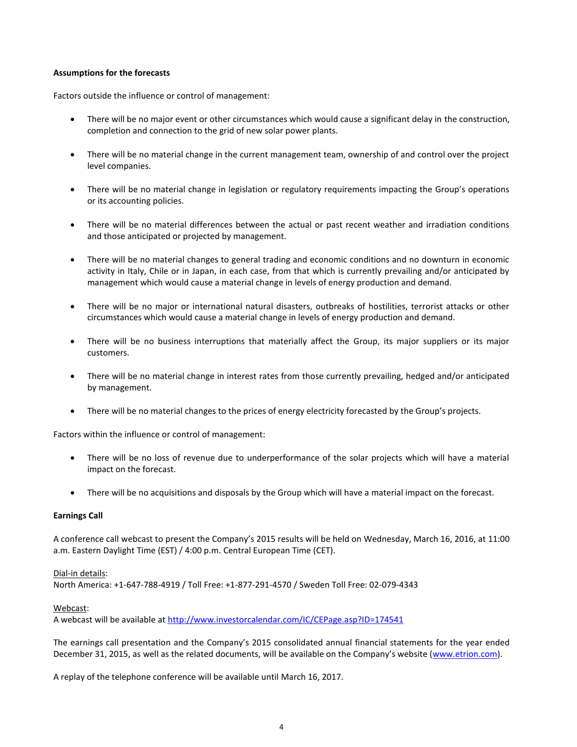**Assumptions for the forecasts**

Factors outside the influence or control of management:

- There will be no major event or other circumstances which would cause a significant delay in the construction, completion and connection to the grid of new solar power plants.
- There will be no material change in the current management team, ownership of and control over the project level companies.
- There will be no material change in legislation or regulatory requirements impacting the Group's operations or its accounting policies.
- There will be no material differences between the actual or past recent weather and irradiation conditions and those anticipated or projected by management.
- There will be no material changes to general trading and economic conditions and no downturn in economic activity in Italy, Chile or in Japan, in each case, from that which is currently prevailing and/or anticipated by management which would cause a material change in levels of energy production and demand.
- There will be no major or international natural disasters, outbreaks of hostilities, terrorist attacks or other circumstances which would cause a material change in levels of energy production and demand.
- There will be no business interruptions that materially affect the Group, its major suppliers or its major customers.
- There will be no material change in interest rates from those currently prevailing, hedged and/or anticipated by management.
- There will be no material changes to the prices of energy electricity forecasted by the Group's projects.

Factors within the influence or control of management:

- There will be no loss of revenue due to underperformance of the solar projects which will have a material impact on the forecast.
- There will be no acquisitions and disposals by the Group which will have a material impact on the forecast.

**Earnings Call**

A conference call webcast to present the Company's 2015 results will be held on Wednesday, March 16, 2016, at 11:00 a.m. Eastern Daylight Time (EST) / 4:00 p.m. Central European Time (CET).

Dial-in details:
North America: +1-647-788-4919 / Toll Free: +1-877-291-4570 / Sweden Toll Free: 02-079-4343

Webcast:
A webcast will be available at [http://www.investorcalendar.com/IC/CEPage.asp?ID=174541](http://www.investorcalendar.com/IC/CEPage.asp?ID=174541)

The earnings call presentation and the Company's 2015 consolidated annual financial statements for the year ended December 31, 2015, as well as the related documents, will be available on the Company's website ([www.etrion.com](http://www.etrion.com)).

A replay of the telephone conference will be available until March 16, 2017.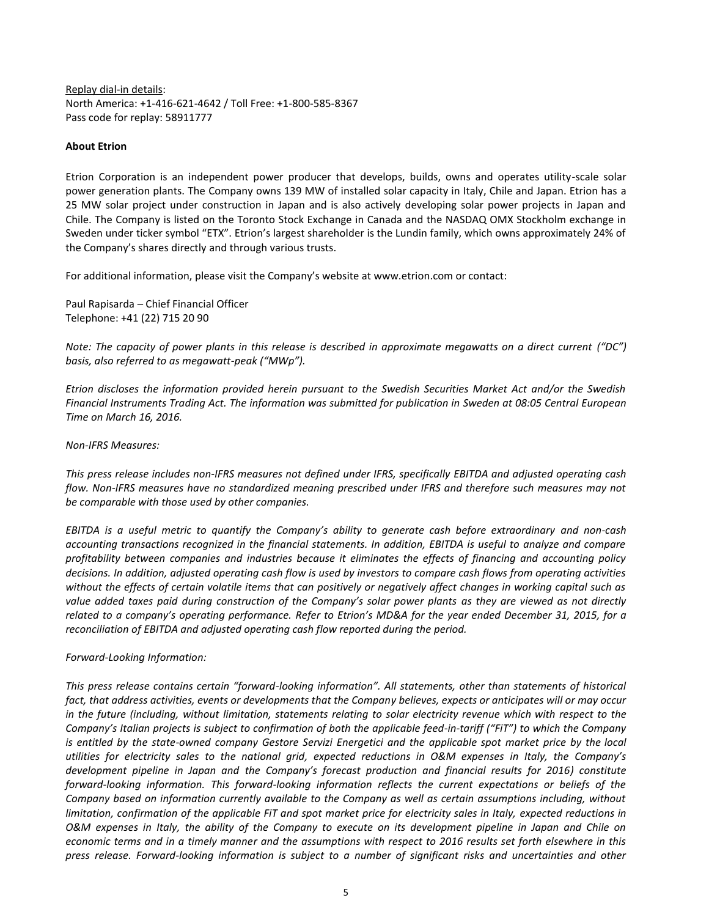Replay dial-in details:
North America: +1-416-621-4642 / Toll Free: +1-800-585-8367
Pass code for replay: 58911777

**About Etrion**

Etrion Corporation is an independent power producer that develops, builds, owns and operates utility-scale solar power generation plants. The Company owns 139 MW of installed solar capacity in Italy, Chile and Japan. Etrion has a 25 MW solar project under construction in Japan and is also actively developing solar power projects in Japan and Chile. The Company is listed on the Toronto Stock Exchange in Canada and the NASDAQ OMX Stockholm exchange in Sweden under ticker symbol "ETX". Etrion's largest shareholder is the Lundin family, which owns approximately 24% of the Company's shares directly and through various trusts.

For additional information, please visit the Company's website at www.etrion.com or contact:

Paul Rapisarda – Chief Financial Officer
Telephone: +41 (22) 715 20 90

*Note: The capacity of power plants in this release is described in approximate megawatts on a direct current ("DC") basis, also referred to as megawatt-peak ("MWp").*

*Etrion discloses the information provided herein pursuant to the Swedish Securities Market Act and/or the Swedish Financial Instruments Trading Act. The information was submitted for publication in Sweden at 08:05 Central European Time on March 16, 2016.*

*Non-IFRS Measures:*

*This press release includes non-IFRS measures not defined under IFRS, specifically EBITDA and adjusted operating cash flow. Non-IFRS measures have no standardized meaning prescribed under IFRS and therefore such measures may not be comparable with those used by other companies.*

*EBITDA is a useful metric to quantify the Company's ability to generate cash before extraordinary and non-cash accounting transactions recognized in the financial statements. In addition, EBITDA is useful to analyze and compare profitability between companies and industries because it eliminates the effects of financing and accounting policy decisions. In addition, adjusted operating cash flow is used by investors to compare cash flows from operating activities without the effects of certain volatile items that can positively or negatively affect changes in working capital such as value added taxes paid during construction of the Company's solar power plants as they are viewed as not directly related to a company's operating performance. Refer to Etrion's MD&A for the year ended December 31, 2015, for a reconciliation of EBITDA and adjusted operating cash flow reported during the period.*

*Forward-Looking Information:*

*This press release contains certain "forward-looking information". All statements, other than statements of historical fact, that address activities, events or developments that the Company believes, expects or anticipates will or may occur in the future (including, without limitation, statements relating to solar electricity revenue which with respect to the Company's Italian projects is subject to confirmation of both the applicable feed-in-tariff ("FiT") to which the Company is entitled by the state-owned company Gestore Servizi Energetici and the applicable spot market price by the local utilities for electricity sales to the national grid, expected reductions in O&M expenses in Italy, the Company's development pipeline in Japan and the Company's forecast production and financial results for 2016) constitute forward-looking information. This forward-looking information reflects the current expectations or beliefs of the Company based on information currently available to the Company as well as certain assumptions including, without limitation, confirmation of the applicable FiT and spot market price for electricity sales in Italy, expected reductions in O&M expenses in Italy, the ability of the Company to execute on its development pipeline in Japan and Chile on economic terms and in a timely manner and the assumptions with respect to 2016 results set forth elsewhere in this press release. Forward-looking information is subject to a number of significant risks and uncertainties and other*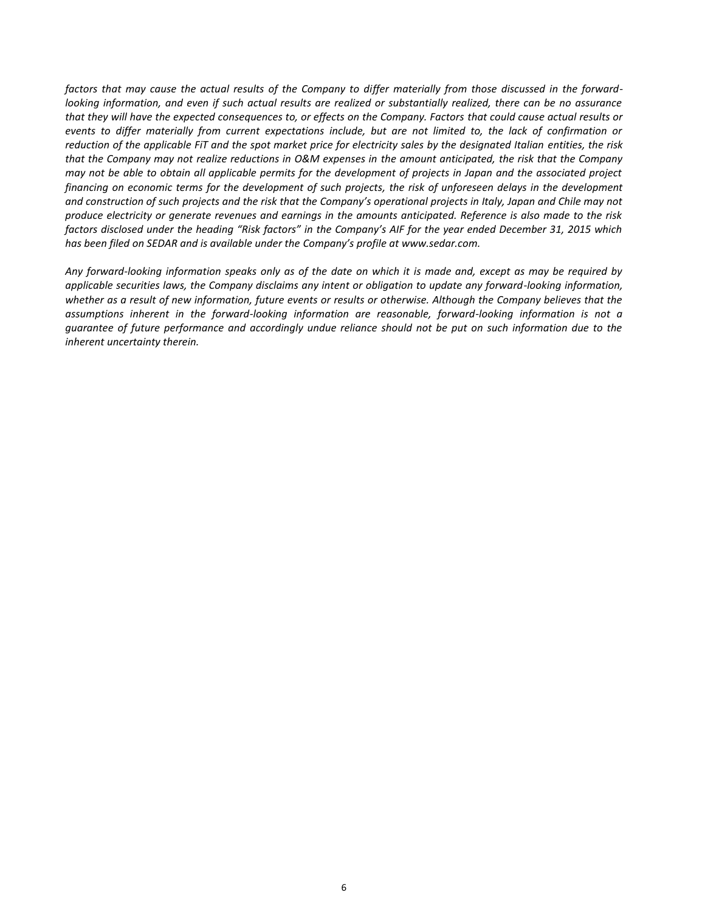*factors that may cause the actual results of the Company to differ materially from those discussed in the forward-looking information, and even if such actual results are realized or substantially realized, there can be no assurance that they will have the expected consequences to, or effects on the Company. Factors that could cause actual results or events to differ materially from current expectations include, but are not limited to, the lack of confirmation or reduction of the applicable FiT and the spot market price for electricity sales by the designated Italian entities, the risk that the Company may not realize reductions in O&M expenses in the amount anticipated, the risk that the Company may not be able to obtain all applicable permits for the development of projects in Japan and the associated project financing on economic terms for the development of such projects, the risk of unforeseen delays in the development and construction of such projects and the risk that the Company's operational projects in Italy, Japan and Chile may not produce electricity or generate revenues and earnings in the amounts anticipated. Reference is also made to the risk factors disclosed under the heading "Risk factors" in the Company's AIF for the year ended December 31, 2015 which has been filed on SEDAR and is available under the Company's profile at www.sedar.com.*

*Any forward-looking information speaks only as of the date on which it is made and, except as may be required by applicable securities laws, the Company disclaims any intent or obligation to update any forward-looking information, whether as a result of new information, future events or results or otherwise. Although the Company believes that the assumptions inherent in the forward-looking information are reasonable, forward-looking information is not a guarantee of future performance and accordingly undue reliance should not be put on such information due to the inherent uncertainty therein.*